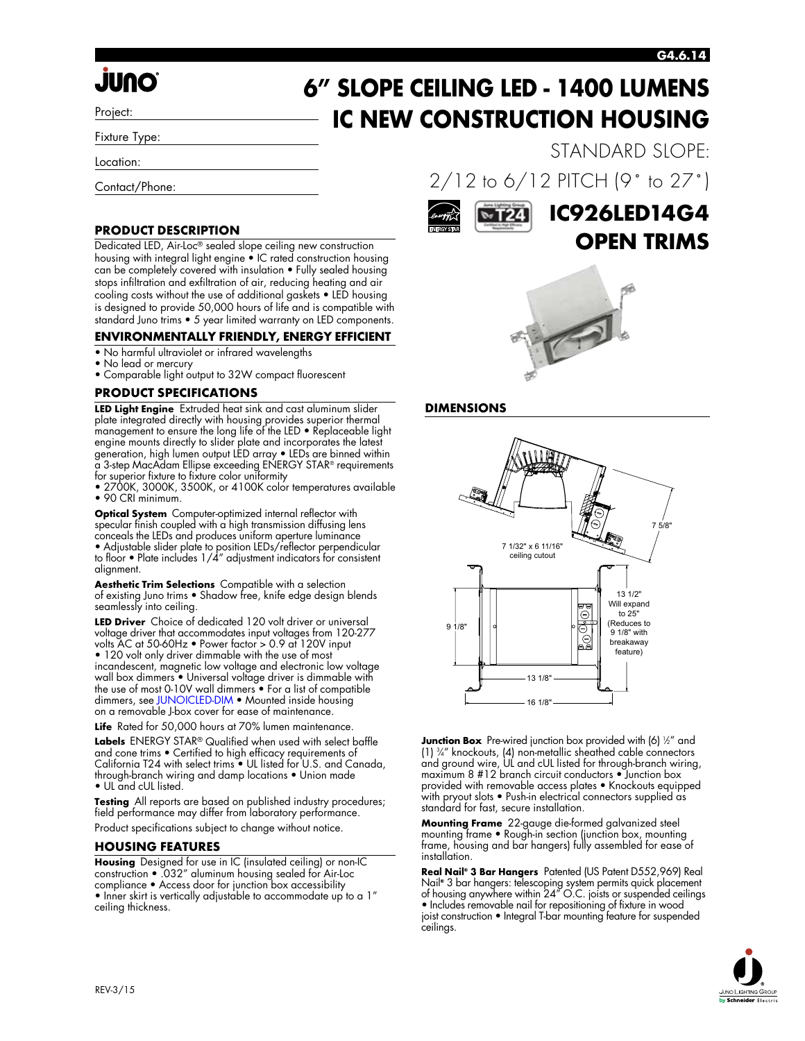# 6" SLOPE CEILING LED - 1400 LUMENS IC NEW CONSTRUCTION HOUSING

STANDARD SLOPE:

2/12 to 6/12 PITCH (9˚ to 27˚)

## IC926LED14G4 OPEN TRIMS

Project:

Fixture Type:

Location:

Contact/Phone:

### PRODUCT DESCRIPTION

Dedicated LED, Air-Loc® sealed slope ceiling new construction housing with integral light engine • IC rated construction housing can be completely covered with insulation • Fully sealed housing stops infiltration and exfiltration of air, reducing heating and air cooling costs without the use of additional gaskets • LED housing is designed to provide 50,000 hours of life and is compatible with standard Juno trims • 5 year limited warranty on LED components.

### ENVIRONMENTALLY FRIENDLY, ENERGY EFFICIENT

- No harmful ultraviolet or infrared wavelengths
- No lead or mercury
- Comparable light output to 32W compact fluorescent

### PRODUCT SPECIFICATIONS

**LED Light Engine** Extruded heat sink and cast aluminum slider plate integrated directly with housing provides superior thermal management to ensure the long life of the LED • Replaceable light engine mounts directly to slider plate and incorporates the latest generation, high lumen output LED array • LEDs are binned within a 3-step MacAdam Ellipse exceeding ENERGY STAR® requirements for superior fixture to fixture color uniformity
- 2700K, 3000K, 3500K, or 4100K color temperatures available
- 90 CRI minimum.

**Optical System** Computer-optimized internal reflector with specular finish coupled with a high transmission diffusing lens conceals the LEDs and produces uniform aperture luminance • Adjustable slider plate to position LEDs/reflector perpendicular to floor • Plate includes 1/4" adjustment indicators for consistent alignment.

**Aesthetic Trim Selections** Compatible with a selection of existing Juno trims • Shadow free, knife edge design blends seamlessly into ceiling.

**LED Driver** Choice of dedicated 120 volt driver or universal voltage driver that accommodates input voltages from 120-277 volts AC at 50-60Hz • Power factor > 0.9 at 120V input • 120 volt only driver dimmable with the use of most incandescent, magnetic low voltage and electronic low voltage wall box dimmers • Universal voltage driver is dimmable with the use of most 0-10V wall dimmers • For a list of compatible dimmers, see JUNOICLED-DIM • Mounted inside housing on a removable J-box cover for ease of maintenance.

**Life** Rated for 50,000 hours at 70% lumen maintenance.

**Labels** ENERGY STAR® Qualified when used with select baffle and cone trims • Certified to high efficacy requirements of California T24 with select trims • UL listed for U.S. and Canada, through-branch wiring and damp locations • Union made • UL and cUL listed.

**Testing** All reports are based on published industry procedures; field performance may differ from laboratory performance.

Product specifications subject to change without notice.

### HOUSING FEATURES

**Housing** Designed for use in IC (insulated ceiling) or non-IC construction • .032" aluminum housing sealed for Air-Loc compliance • Access door for junction box accessibility • Inner skirt is vertically adjustable to accommodate up to a 1" ceiling thickness.

### DIMENSIONS

7 5/8"

7 1/32" x 6 11/16" ceiling cutout

9 1/8"

13 1/2" Will expand to 25" (Reduces to 9 1/8" with breakaway feature)

13 1/8"

16 1/8"

**Junction Box** Pre-wired junction box provided with (6) ½" and (1) ¾" knockouts, (4) non-metallic sheathed cable connectors and ground wire, UL and cUL listed for through-branch wiring, maximum 8 #12 branch circuit conductors • Junction box provided with removable access plates • Knockouts equipped with pryout slots • Push-in electrical connectors supplied as standard for fast, secure installation.

**Mounting Frame** 22-gauge die-formed galvanized steel mounting frame • Rough-in section (junction box, mounting frame, housing and bar hangers) fully assembled for ease of installation.

**Real Nail® 3 Bar Hangers** Patented (US Patent D552,969) Real Nail® 3 bar hangers: telescoping system permits quick placement of housing anywhere within 24" O.C. joists or suspended ceilings • Includes removable nail for repositioning of fixture in wood joist construction • Integral T-bar mounting feature for suspended ceilings.

REV-3/15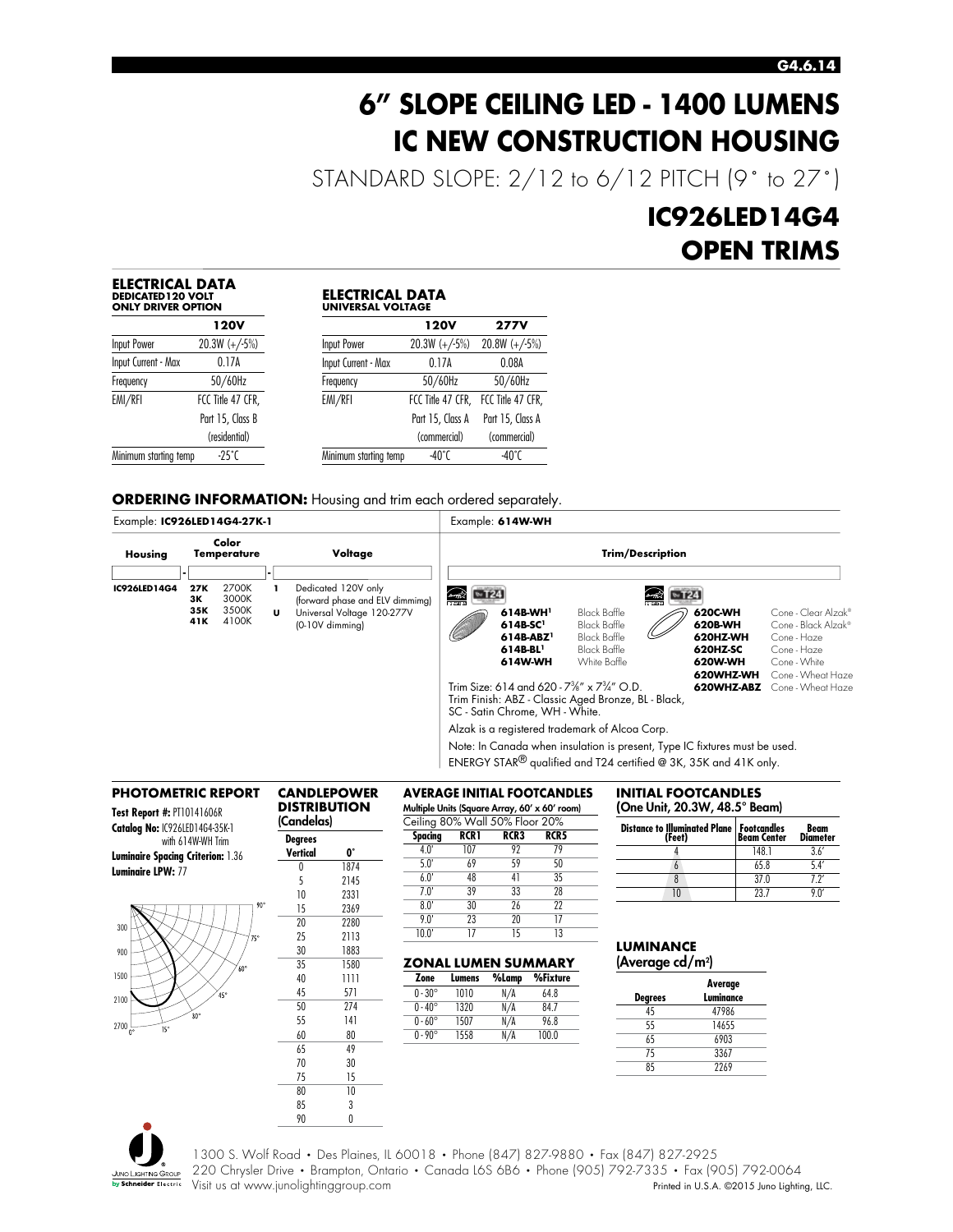G4.6.14

# 6" SLOPE CEILING LED - 1400 LUMENS IC NEW CONSTRUCTION HOUSING

STANDARD SLOPE: 2/12 to 6/12 PITCH (9° to 27°)

## IC926LED14G4 OPEN TRIMS

### ELECTRICAL DATA
**DEDICATED 120 VOLT ONLY DRIVER OPTION**

| | 120V |
|---|---|
| Input Power | 20.3W (+/-5%) |
| Input Current - Max | 0.17A |
| Frequency | 50/60Hz |
| EMI/RFI | FCC Title 47 CFR, Part 15, Class B (residential) |
| Minimum starting temp | -25°C |

### ELECTRICAL DATA
**UNIVERSAL VOLTAGE**

| | 120V | 277V |
|---|---|---|
| Input Power | 20.3W (+/-5%) | 20.8W (+/-5%) |
| Input Current - Max | 0.17A | 0.08A |
| Frequency | 50/60Hz | 50/60Hz |
| EMI/RFI | FCC Title 47 CFR, Part 15, Class A (commercial) | FCC Title 47 CFR, Part 15, Class A (commercial) |
| Minimum starting temp | -40°C | -40°C |

### ORDERING INFORMATION: Housing and trim each ordered separately.

Example: **IC926LED14G4-27K-1**

| Housing | Color Temperature | | Voltage | |
|---|---|---|---|---|
| IC926LED14G4 | 27K | 2700K | 1 | Dedicated 120V only (forward phase and ELV dimmimg) |
| | 3K | 3000K | U | Universal Voltage 120-277V (0-10V dimming) |
| | 35K | 3500K | | |
| | 41K | 4100K | | |

Example: **614W-WH**

**Trim/Description**

| Trim | Description | Trim | Description |
|---|---|---|---|
| **614B-WH**[1] | Black Baffle | **620C-WH** | Cone - Clear Alzak® |
| **614B-SC**[1] | Black Baffle | **620B-WH** | Cone - Black Alzak® |
| **614B-ABZ**[1] | Black Baffle | **620HZ-WH** | Cone - Haze |
| **614B-BL**[1] | Black Baffle | **620HZ-SC** | Cone - Haze |
| **614W-WH** | White Baffle | **620W-WH** | Cone - White |
| | | **620WHZ-WH** | Cone - Wheat Haze |
| | | **620WHZ-ABZ** | Cone - Wheat Haze |

Trim Size: 614 and 620 - 7⅜" x 7¼" O.D.
Trim Finish: ABZ - Classic Aged Bronze, BL - Black, SC - Satin Chrome, WH - White.

Alzak is a registered trademark of Alcoa Corp.

Note: In Canada when insulation is present, Type IC fixtures must be used.
ENERGY STAR® qualified and T24 certified @ 3K, 35K and 41K only.

### PHOTOMETRIC REPORT

**Test Report #:** PT10141606R
**Catalog No:** IC926LED14G4-35K-1 with 614W-WH Trim
**Luminaire Spacing Criterion:** 1.36
**Luminaire LPW:** 77

300
900
1500
2100
2700
0°
15°
30°
45°
60°
75°
90°

### CANDLEPOWER DISTRIBUTION (Candelas)

| Degrees Vertical | 0° |
|---|---|
| 0 | 1874 |
| 5 | 2145 |
| 10 | 2331 |
| 15 | 2369 |
| 20 | 2280 |
| 25 | 2113 |
| 30 | 1883 |
| 35 | 1580 |
| 40 | 1111 |
| 45 | 571 |
| 50 | 274 |
| 55 | 141 |
| 60 | 80 |
| 65 | 49 |
| 70 | 30 |
| 75 | 15 |
| 80 | 10 |
| 85 | 3 |
| 90 | 0 |

### AVERAGE INITIAL FOOTCANDLES
**Multiple Units (Square Array, 60' x 60' room)**
Ceiling 80% Wall 50% Floor 20%

| Spacing | RCR1 | RCR3 | RCR5 |
|---|---|---|---|
| 4.0' | 107 | 92 | 79 |
| 5.0' | 69 | 59 | 50 |
| 6.0' | 48 | 41 | 35 |
| 7.0' | 39 | 33 | 28 |
| 8.0' | 30 | 26 | 22 |
| 9.0' | 23 | 20 | 17 |
| 10.0' | 17 | 15 | 13 |

### ZONAL LUMEN SUMMARY

| Zone | Lumens | %Lamp | %Fixture |
|---|---|---|---|
| 0 - 30° | 1010 | N/A | 64.8 |
| 0 - 40° | 1320 | N/A | 84.7 |
| 0 - 60° | 1507 | N/A | 96.8 |
| 0 - 90° | 1558 | N/A | 100.0 |

### INITIAL FOOTCANDLES
**(One Unit, 20.3W, 48.5° Beam)**

| Distance to Illuminated Plane (Feet) | Footcandles Beam Center | Beam Diameter |
|---|---|---|
| 4 | 148.1 | 3.6' |
| 6 | 65.8 | 5.4' |
| 8 | 37.0 | 7.2' |
| 10 | 23.7 | 9.0' |

### LUMINANCE
**(Average cd/m²)**

| Degrees | Average Luminance |
|---|---|
| 45 | 47986 |
| 55 | 14655 |
| 65 | 6903 |
| 75 | 3367 |
| 85 | 2269 |

Juno Lighting Group by Schneider Electric

1300 S. Wolf Road • Des Plaines, IL 60018 • Phone (847) 827-9880 • Fax (847) 827-2925
220 Chrysler Drive • Brampton, Ontario • Canada L6S 6B6 • Phone (905) 792-7335 • Fax (905) 792-0064
Visit us at www.junolightinggroup.com

Printed in U.S.A. ©2015 Juno Lighting, LLC.